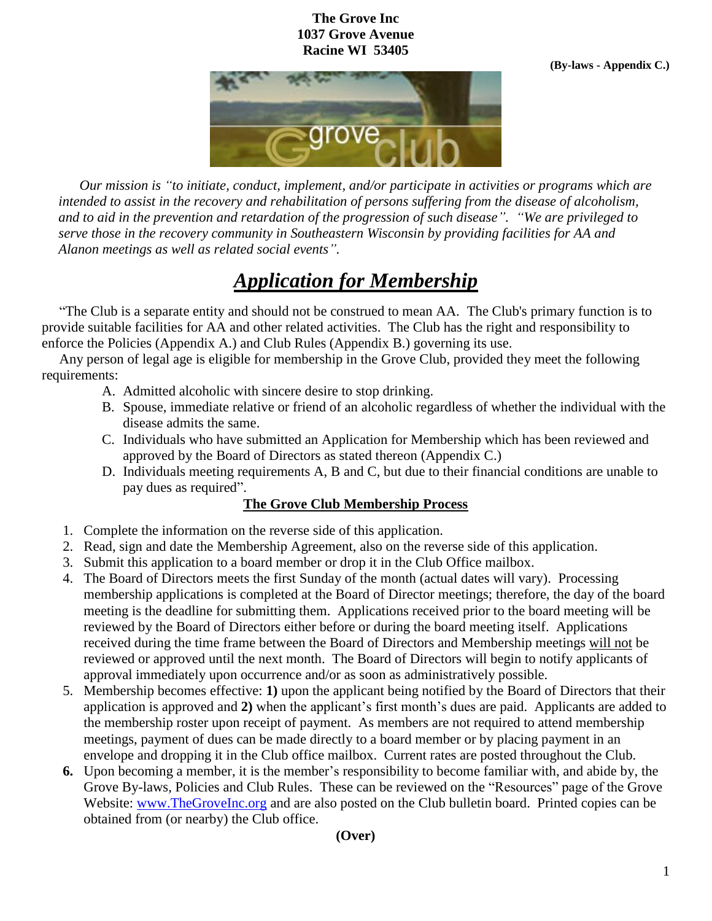**The Grove Inc**
**1037 Grove Avenue**
**Racine WI 53405**

**(By-laws - Appendix C.)**

*Our mission is "to initiate, conduct, implement, and/or participate in activities or programs which are intended to assist in the recovery and rehabilitation of persons suffering from the disease of alcoholism, and to aid in the prevention and retardation of the progression of such disease". "We are privileged to serve those in the recovery community in Southeastern Wisconsin by providing facilities for AA and Alanon meetings as well as related social events".*

# ***Application for Membership***

"The Club is a separate entity and should not be construed to mean AA. The Club's primary function is to provide suitable facilities for AA and other related activities. The Club has the right and responsibility to enforce the Policies (Appendix A.) and Club Rules (Appendix B.) governing its use.

Any person of legal age is eligible for membership in the Grove Club, provided they meet the following requirements:

A. Admitted alcoholic with sincere desire to stop drinking.
B. Spouse, immediate relative or friend of an alcoholic regardless of whether the individual with the disease admits the same.
C. Individuals who have submitted an Application for Membership which has been reviewed and approved by the Board of Directors as stated thereon (Appendix C.)
D. Individuals meeting requirements A, B and C, but due to their financial conditions are unable to pay dues as required".

## The Grove Club Membership Process

1. Complete the information on the reverse side of this application.
2. Read, sign and date the Membership Agreement, also on the reverse side of this application.
3. Submit this application to a board member or drop it in the Club Office mailbox.
4. The Board of Directors meets the first Sunday of the month (actual dates will vary). Processing membership applications is completed at the Board of Director meetings; therefore, the day of the board meeting is the deadline for submitting them. Applications received prior to the board meeting will be reviewed by the Board of Directors either before or during the board meeting itself. Applications received during the time frame between the Board of Directors and Membership meetings will not be reviewed or approved until the next month. The Board of Directors will begin to notify applicants of approval immediately upon occurrence and/or as soon as administratively possible.
5. Membership becomes effective: **1)** upon the applicant being notified by the Board of Directors that their application is approved and **2)** when the applicant's first month's dues are paid. Applicants are added to the membership roster upon receipt of payment. As members are not required to attend membership meetings, payment of dues can be made directly to a board member or by placing payment in an envelope and dropping it in the Club office mailbox. Current rates are posted throughout the Club.
6. Upon becoming a member, it is the member's responsibility to become familiar with, and abide by, the Grove By-laws, Policies and Club Rules. These can be reviewed on the "Resources" page of the Grove Website: www.TheGroveInc.org and are also posted on the Club bulletin board. Printed copies can be obtained from (or nearby) the Club office.

**(Over)**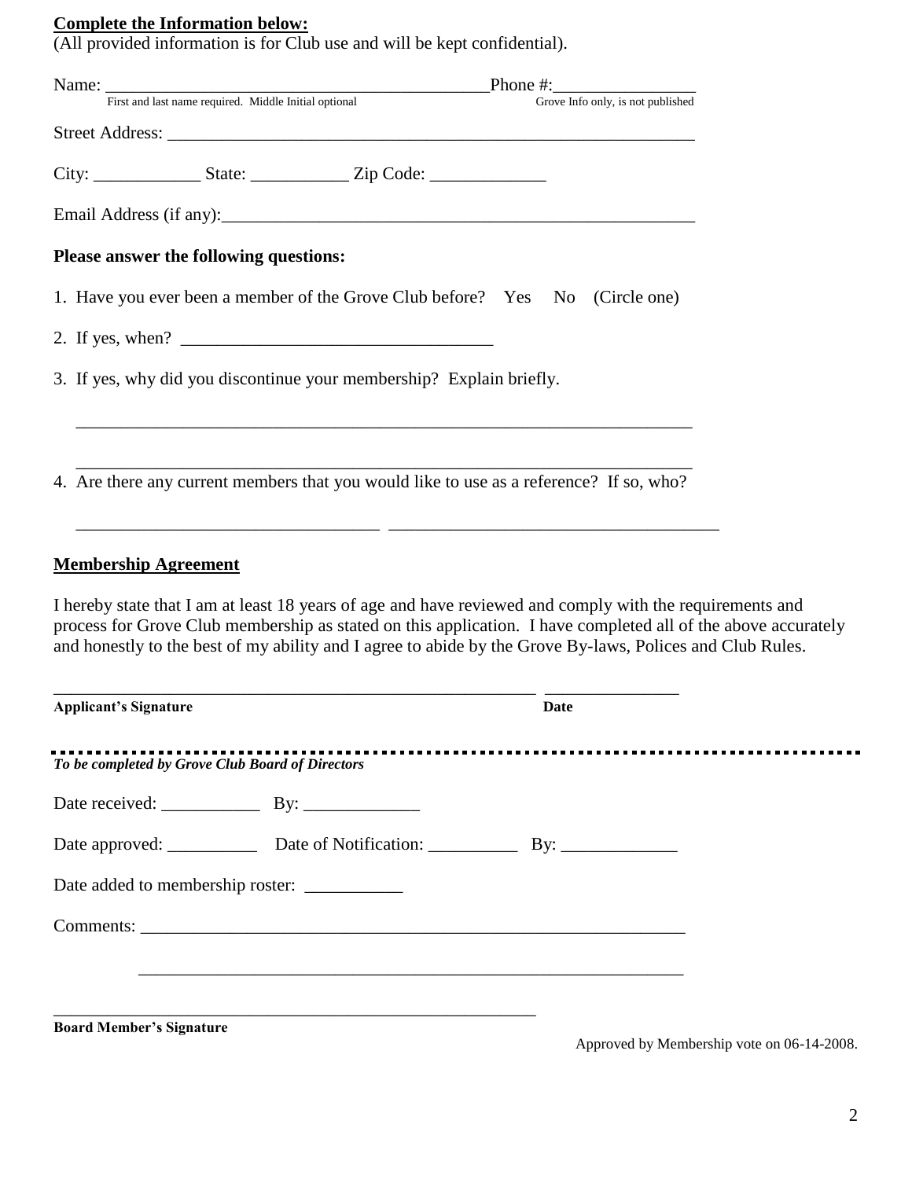**Complete the Information below:**

(All provided information is for Club use and will be kept confidential).

Name: ____________________________________________ Phone #: ________________

First and last name required. Middle Initial optional — Grove Info only, is not published

Street Address: ______________________________________________________________

City: ____________ State: ___________ Zip Code: _____________

Email Address (if any): ______________________________________________________

**Please answer the following questions:**

1. Have you ever been a member of the Grove Club before? Yes No (Circle one)
2. If yes, when? ___________________________________
3. If yes, why did you discontinue your membership? Explain briefly.

   ____________________________________________________________________

   ____________________________________________________________________
4. Are there any current members that you would like to use as a reference? If so, who?

   _________________________________ ____________________________________

**Membership Agreement**

I hereby state that I am at least 18 years of age and have reviewed and comply with the requirements and process for Grove Club membership as stated on this application. I have completed all of the above accurately and honestly to the best of my ability and I agree to abide by the Grove By-laws, Polices and Club Rules.

__________________________________________________________ ________________

**Applicant's Signature** **Date**

---

***To be completed by Grove Club Board of Directors***

Date received: ___________ By: _____________

Date approved: __________ Date of Notification: __________ By: _____________

Date added to membership roster: ___________

Comments: ________________________________________________________________

________________________________________________________________

__________________________________________________________

**Board Member's Signature**

Approved by Membership vote on 06-14-2008.